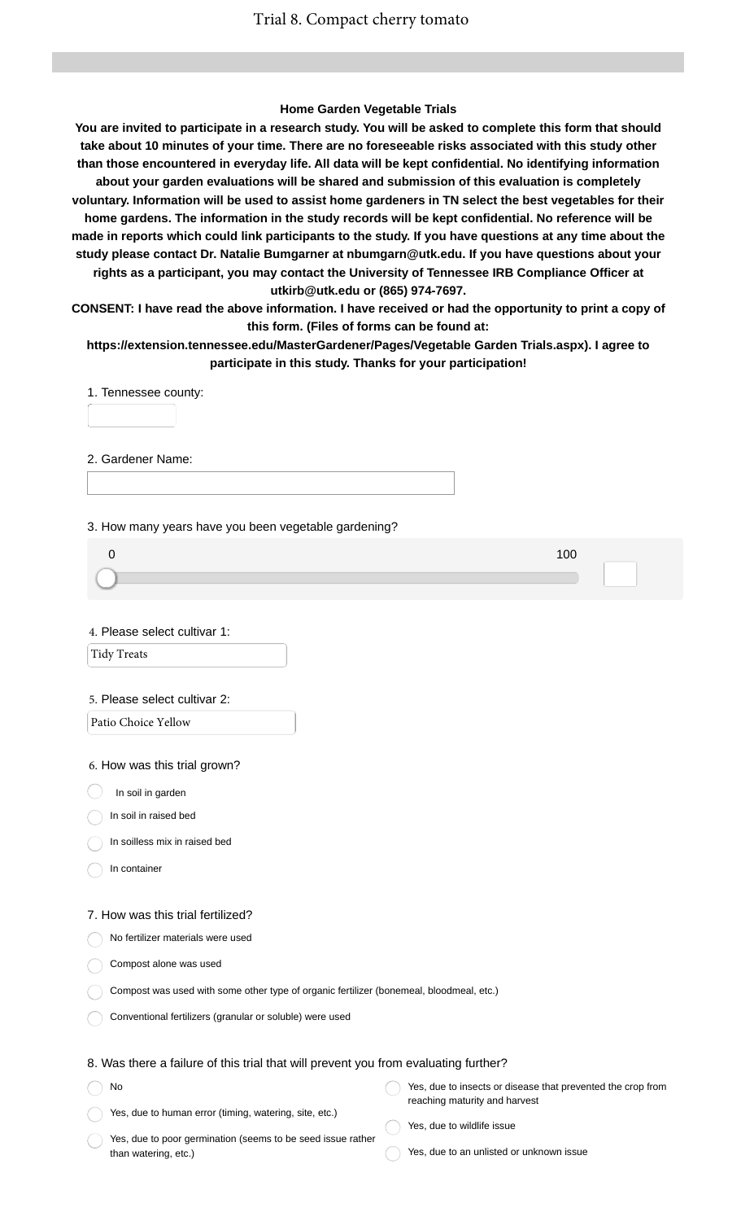# Trial 8. Compact cherry tomato

**Home Garden Vegetable Trials**

**You are invited to participate in a research study. You will be asked to complete this form that should take about 10 minutes of your time. There are no foreseeable risks associated with this study other than those encountered in everyday life. All data will be kept confidential. No identifying information about your garden evaluations will be shared and submission of this evaluation is completely voluntary. Information will be used to assist home gardeners in TN select the best vegetables for their home gardens. The information in the study records will be kept confidential. No reference will be made in reports which could link participants to the study. If you have questions at any time about the study please contact Dr. Natalie Bumgarner at nbumgarn@utk.edu. If you have questions about your rights as a participant, you may contact the University of Tennessee IRB Compliance Officer at utkirb@utk.edu or (865) 974-7697.**

**CONSENT: I have read the above information. I have received or had the opportunity to print a copy of this form. (Files of forms can be found at: https://extension.tennessee.edu/MasterGardener/Pages/Vegetable Garden Trials.aspx). I agree to participate in this study. Thanks for your participation!**

1. Tennessee county:

2. Gardener Name:

3. How many years have you been vegetable gardening?

0 — 100

4. Please select cultivar 1:

Tidy Treats

5. Please select cultivar 2:

Patio Choice Yellow

6. How was this trial grown?

- In soil in garden
- In soil in raised bed
- In soilless mix in raised bed
- In container

7. How was this trial fertilized?

- No fertilizer materials were used
- Compost alone was used
- Compost was used with some other type of organic fertilizer (bonemeal, bloodmeal, etc.)
- Conventional fertilizers (granular or soluble) were used

8. Was there a failure of this trial that will prevent you from evaluating further?

- No
- Yes, due to human error (timing, watering, site, etc.)
- Yes, due to poor germination (seems to be seed issue rather than watering, etc.)
- Yes, due to insects or disease that prevented the crop from reaching maturity and harvest
- Yes, due to wildlife issue
- Yes, due to an unlisted or unknown issue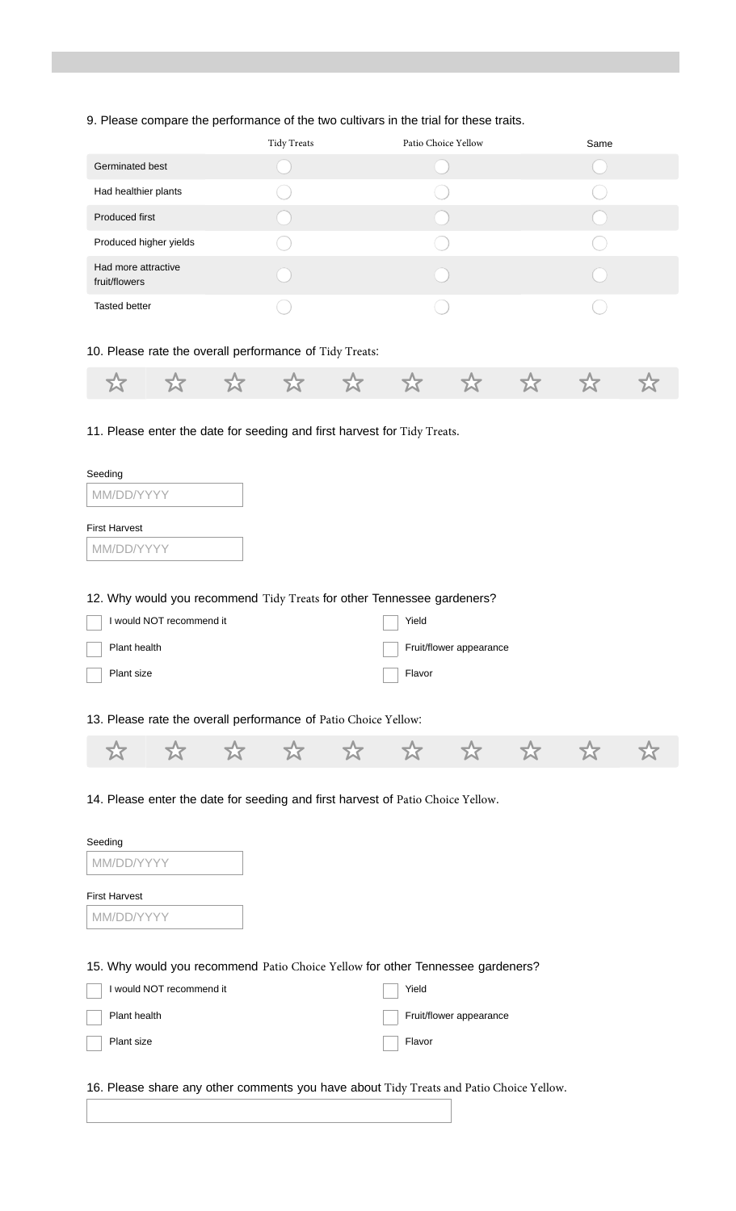9. Please compare the performance of the two cultivars in the trial for these traits.

| | Tidy Treats | Patio Choice Yellow | Same |
|---|---|---|---|
| Germinated best | ◯ | ◯ | ◯ |
| Had healthier plants | ◯ | ◯ | ◯ |
| Produced first | ◯ | ◯ | ◯ |
| Produced higher yields | ◯ | ◯ | ◯ |
| Had more attractive fruit/flowers | ◯ | ◯ | ◯ |
| Tasted better | ◯ | ◯ | ◯ |

10. Please rate the overall performance of Tidy Treats:

☆ ☆ ☆ ☆ ☆ ☆ ☆ ☆ ☆ ☆

11. Please enter the date for seeding and first harvest for Tidy Treats.

Seeding

MM/DD/YYYY

First Harvest

MM/DD/YYYY

12. Why would you recommend Tidy Treats for other Tennessee gardeners?

- ☐ I would NOT recommend it
- ☐ Plant health
- ☐ Plant size
- ☐ Yield
- ☐ Fruit/flower appearance
- ☐ Flavor

13. Please rate the overall performance of Patio Choice Yellow:

☆ ☆ ☆ ☆ ☆ ☆ ☆ ☆ ☆ ☆

14. Please enter the date for seeding and first harvest of Patio Choice Yellow.

Seeding

MM/DD/YYYY

First Harvest

MM/DD/YYYY

15. Why would you recommend Patio Choice Yellow for other Tennessee gardeners?

- ☐ I would NOT recommend it
- ☐ Plant health
- ☐ Plant size
- ☐ Yield
- ☐ Fruit/flower appearance
- ☐ Flavor

16. Please share any other comments you have about Tidy Treats and Patio Choice Yellow.